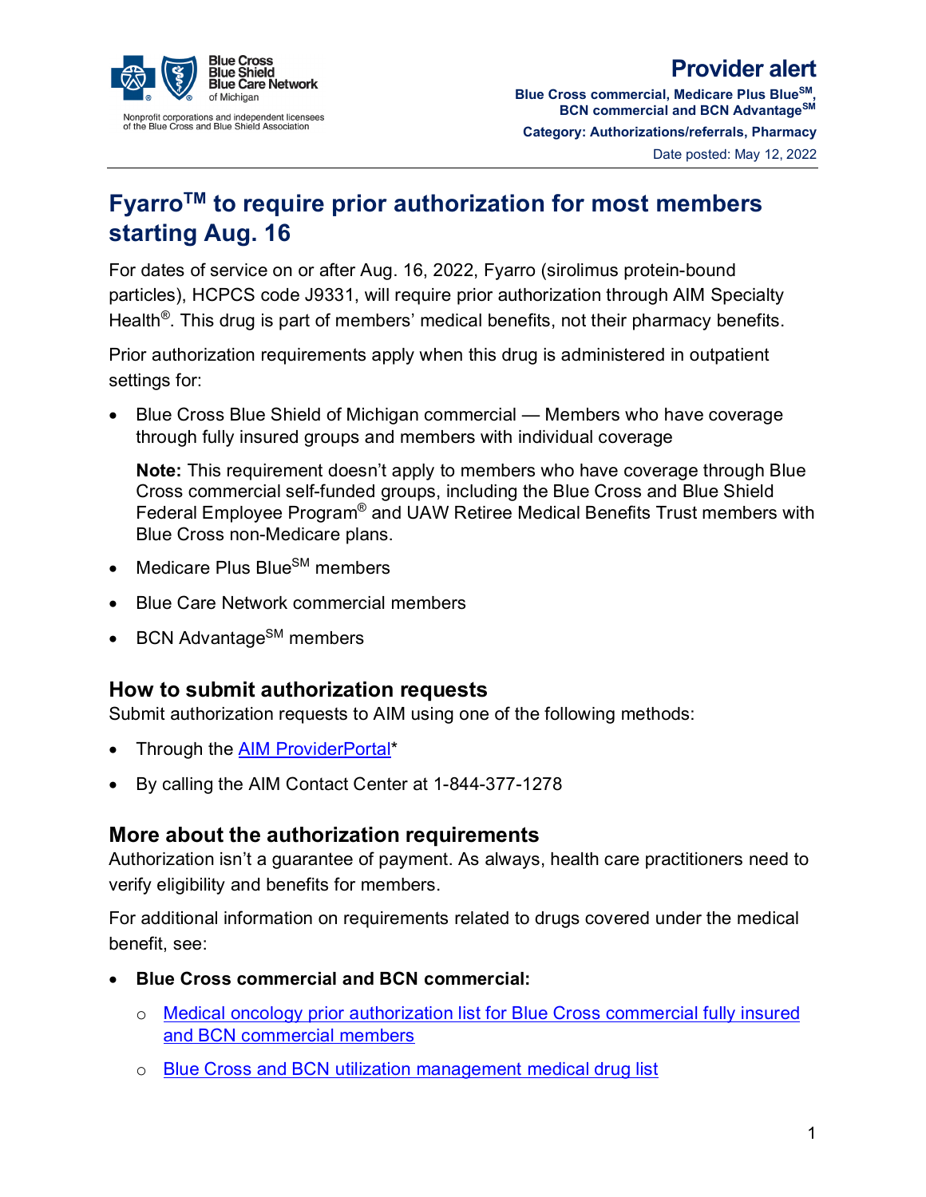Blue Cross Blue Shield Blue Care Network of Michigan

Nonprofit corporations and independent licensees of the Blue Cross and Blue Shield Association

**Provider alert**

**Blue Cross commercial, Medicare Plus Blue℠, BCN commercial and BCN Advantage℠**

**Category: Authorizations/referrals, Pharmacy**

Date posted: May 12, 2022

# Fyarro™ to require prior authorization for most members starting Aug. 16

For dates of service on or after Aug. 16, 2022, Fyarro (sirolimus protein-bound particles), HCPCS code J9331, will require prior authorization through AIM Specialty Health®. This drug is part of members' medical benefits, not their pharmacy benefits.

Prior authorization requirements apply when this drug is administered in outpatient settings for:

- Blue Cross Blue Shield of Michigan commercial — Members who have coverage through fully insured groups and members with individual coverage

  **Note:** This requirement doesn't apply to members who have coverage through Blue Cross commercial self-funded groups, including the Blue Cross and Blue Shield Federal Employee Program® and UAW Retiree Medical Benefits Trust members with Blue Cross non-Medicare plans.

- Medicare Plus Blue℠ members
- Blue Care Network commercial members
- BCN Advantage℠ members

## How to submit authorization requests

Submit authorization requests to AIM using one of the following methods:

- Through the AIM ProviderPortal*
- By calling the AIM Contact Center at 1-844-377-1278

## More about the authorization requirements

Authorization isn't a guarantee of payment. As always, health care practitioners need to verify eligibility and benefits for members.

For additional information on requirements related to drugs covered under the medical benefit, see:

- **Blue Cross commercial and BCN commercial:**
  - Medical oncology prior authorization list for Blue Cross commercial fully insured and BCN commercial members
  - Blue Cross and BCN utilization management medical drug list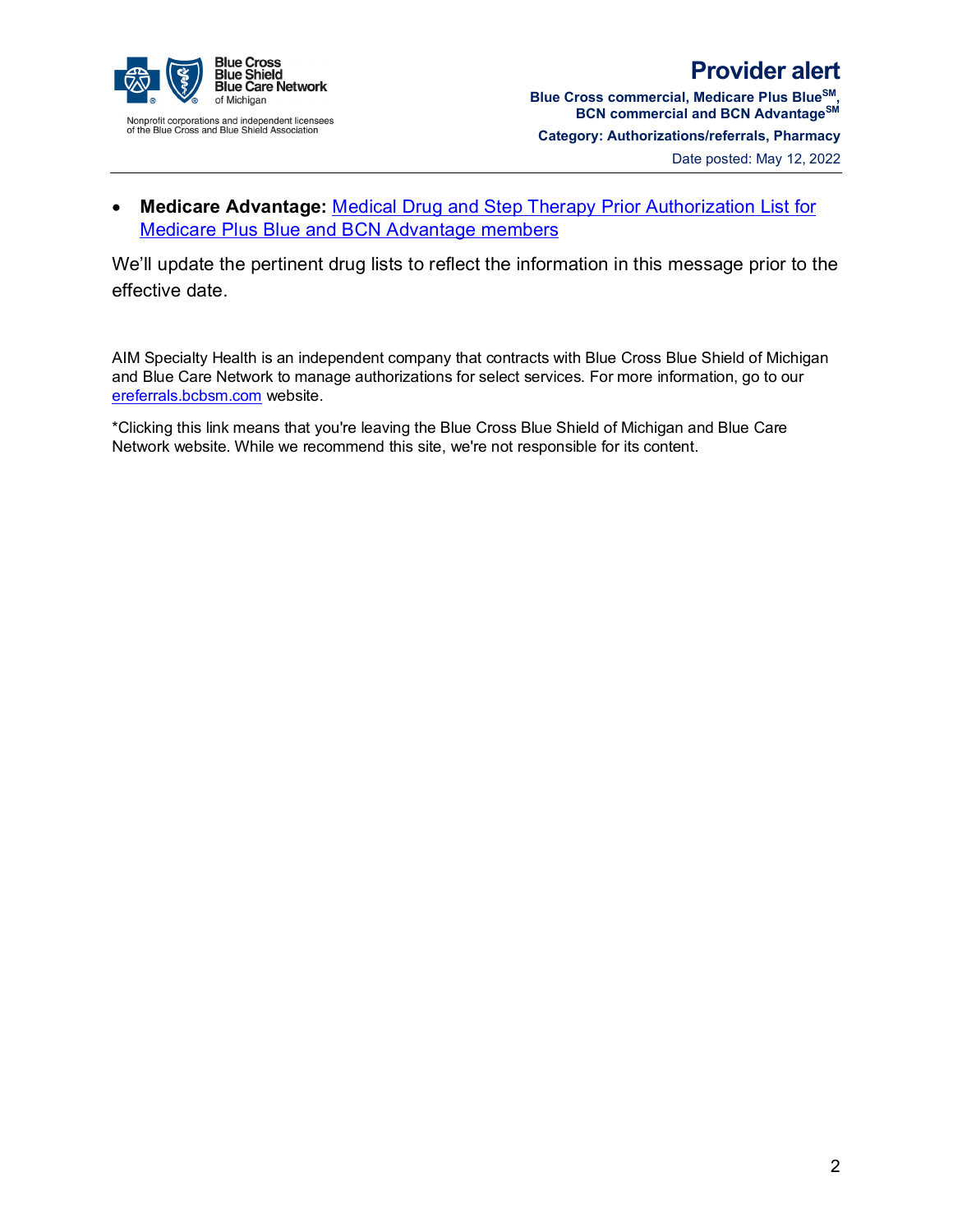- **Medicare Advantage:** Medical Drug and Step Therapy Prior Authorization List for Medicare Plus Blue and BCN Advantage members

We'll update the pertinent drug lists to reflect the information in this message prior to the effective date.

AIM Specialty Health is an independent company that contracts with Blue Cross Blue Shield of Michigan and Blue Care Network to manage authorizations for select services. For more information, go to our ereferrals.bcbsm.com website.

*Clicking this link means that you're leaving the Blue Cross Blue Shield of Michigan and Blue Care Network website. While we recommend this site, we're not responsible for its content.